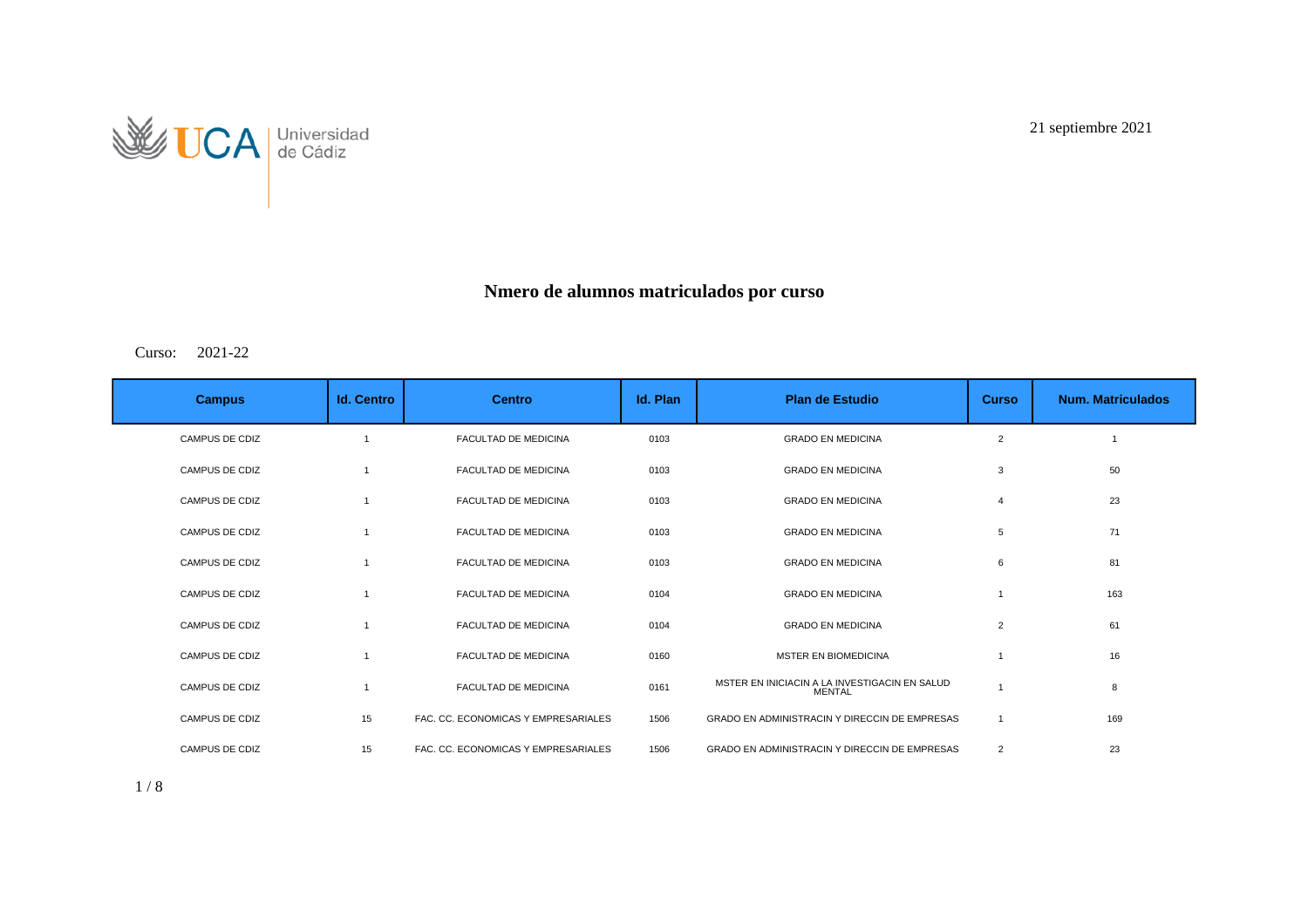Universidad de Cádiz

21 septiembre 2021

# Nmero de alumnos matriculados por curso

Curso: 2021-22

| Campus | Id. Centro | Centro | Id. Plan | Plan de Estudio | Curso | Num. Matriculados |
|---|---|---|---|---|---|---|
| CAMPUS DE CDIZ | 1 | FACULTAD DE MEDICINA | 0103 | GRADO EN MEDICINA | 2 | 1 |
| CAMPUS DE CDIZ | 1 | FACULTAD DE MEDICINA | 0103 | GRADO EN MEDICINA | 3 | 50 |
| CAMPUS DE CDIZ | 1 | FACULTAD DE MEDICINA | 0103 | GRADO EN MEDICINA | 4 | 23 |
| CAMPUS DE CDIZ | 1 | FACULTAD DE MEDICINA | 0103 | GRADO EN MEDICINA | 5 | 71 |
| CAMPUS DE CDIZ | 1 | FACULTAD DE MEDICINA | 0103 | GRADO EN MEDICINA | 6 | 81 |
| CAMPUS DE CDIZ | 1 | FACULTAD DE MEDICINA | 0104 | GRADO EN MEDICINA | 1 | 163 |
| CAMPUS DE CDIZ | 1 | FACULTAD DE MEDICINA | 0104 | GRADO EN MEDICINA | 2 | 61 |
| CAMPUS DE CDIZ | 1 | FACULTAD DE MEDICINA | 0160 | MSTER EN BIOMEDICINA | 1 | 16 |
| CAMPUS DE CDIZ | 1 | FACULTAD DE MEDICINA | 0161 | MSTER EN INICIACIN A LA INVESTIGACIN EN SALUD MENTAL | 1 | 8 |
| CAMPUS DE CDIZ | 15 | FAC. CC. ECONOMICAS Y EMPRESARIALES | 1506 | GRADO EN ADMINISTRACIN Y DIRECCIN DE EMPRESAS | 1 | 169 |
| CAMPUS DE CDIZ | 15 | FAC. CC. ECONOMICAS Y EMPRESARIALES | 1506 | GRADO EN ADMINISTRACIN Y DIRECCIN DE EMPRESAS | 2 | 23 |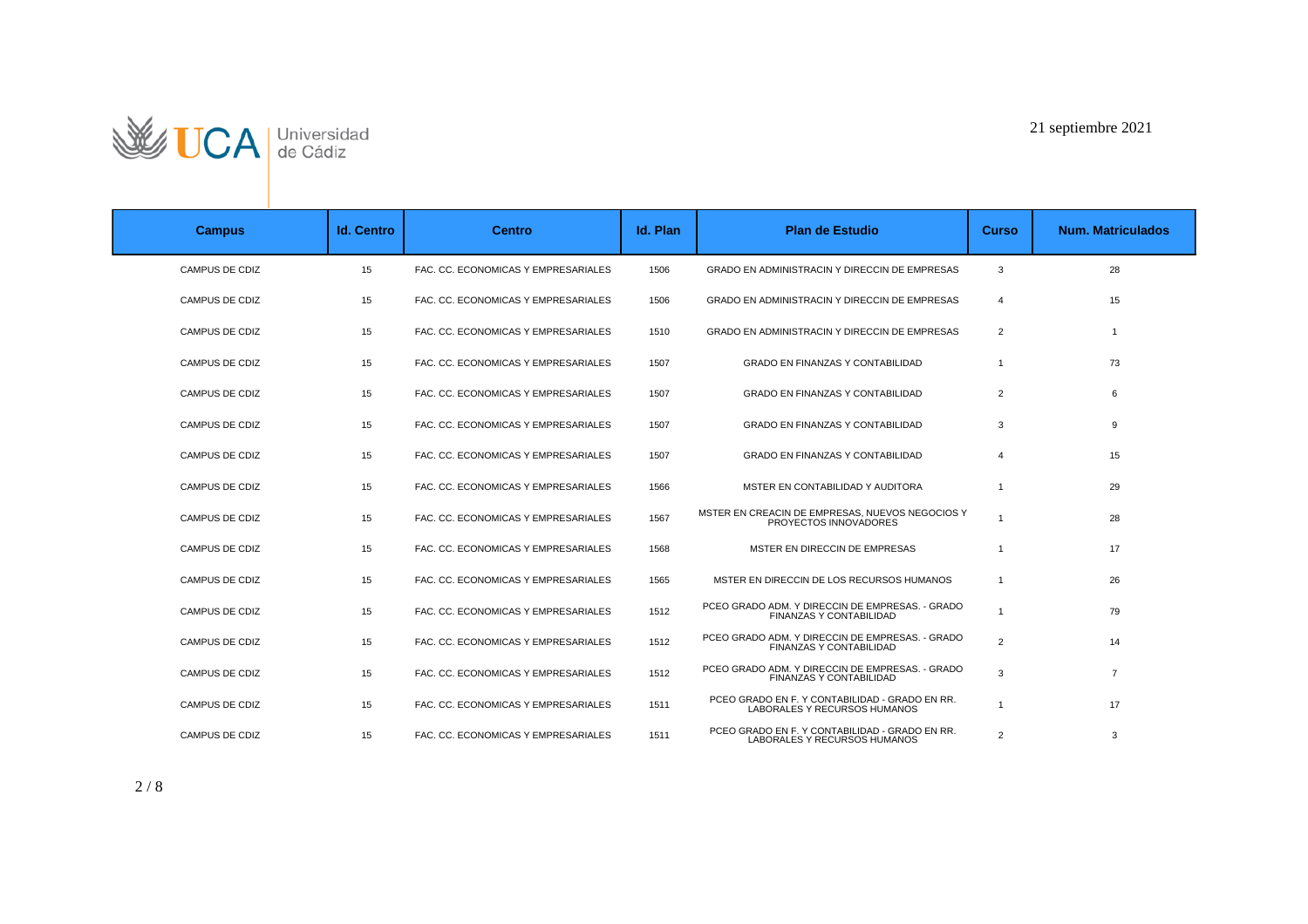21 septiembre 2021

| Campus | Id. Centro | Centro | Id. Plan | Plan de Estudio | Curso | Num. Matriculados |
|---|---|---|---|---|---|---|
| CAMPUS DE CDIZ | 15 | FAC. CC. ECONOMICAS Y EMPRESARIALES | 1506 | GRADO EN ADMINISTRACIN Y DIRECCIN DE EMPRESAS | 3 | 28 |
| CAMPUS DE CDIZ | 15 | FAC. CC. ECONOMICAS Y EMPRESARIALES | 1506 | GRADO EN ADMINISTRACIN Y DIRECCIN DE EMPRESAS | 4 | 15 |
| CAMPUS DE CDIZ | 15 | FAC. CC. ECONOMICAS Y EMPRESARIALES | 1510 | GRADO EN ADMINISTRACIN Y DIRECCIN DE EMPRESAS | 2 | 1 |
| CAMPUS DE CDIZ | 15 | FAC. CC. ECONOMICAS Y EMPRESARIALES | 1507 | GRADO EN FINANZAS Y CONTABILIDAD | 1 | 73 |
| CAMPUS DE CDIZ | 15 | FAC. CC. ECONOMICAS Y EMPRESARIALES | 1507 | GRADO EN FINANZAS Y CONTABILIDAD | 2 | 6 |
| CAMPUS DE CDIZ | 15 | FAC. CC. ECONOMICAS Y EMPRESARIALES | 1507 | GRADO EN FINANZAS Y CONTABILIDAD | 3 | 9 |
| CAMPUS DE CDIZ | 15 | FAC. CC. ECONOMICAS Y EMPRESARIALES | 1507 | GRADO EN FINANZAS Y CONTABILIDAD | 4 | 15 |
| CAMPUS DE CDIZ | 15 | FAC. CC. ECONOMICAS Y EMPRESARIALES | 1566 | MSTER EN CONTABILIDAD Y AUDITORA | 1 | 29 |
| CAMPUS DE CDIZ | 15 | FAC. CC. ECONOMICAS Y EMPRESARIALES | 1567 | MSTER EN CREACIN DE EMPRESAS, NUEVOS NEGOCIOS Y PROYECTOS INNOVADORES | 1 | 28 |
| CAMPUS DE CDIZ | 15 | FAC. CC. ECONOMICAS Y EMPRESARIALES | 1568 | MSTER EN DIRECCIN DE EMPRESAS | 1 | 17 |
| CAMPUS DE CDIZ | 15 | FAC. CC. ECONOMICAS Y EMPRESARIALES | 1565 | MSTER EN DIRECCIN DE LOS RECURSOS HUMANOS | 1 | 26 |
| CAMPUS DE CDIZ | 15 | FAC. CC. ECONOMICAS Y EMPRESARIALES | 1512 | PCEO GRADO ADM. Y DIRECCIN DE EMPRESAS. - GRADO FINANZAS Y CONTABILIDAD | 1 | 79 |
| CAMPUS DE CDIZ | 15 | FAC. CC. ECONOMICAS Y EMPRESARIALES | 1512 | PCEO GRADO ADM. Y DIRECCIN DE EMPRESAS. - GRADO FINANZAS Y CONTABILIDAD | 2 | 14 |
| CAMPUS DE CDIZ | 15 | FAC. CC. ECONOMICAS Y EMPRESARIALES | 1512 | PCEO GRADO ADM. Y DIRECCIN DE EMPRESAS. - GRADO FINANZAS Y CONTABILIDAD | 3 | 7 |
| CAMPUS DE CDIZ | 15 | FAC. CC. ECONOMICAS Y EMPRESARIALES | 1511 | PCEO GRADO EN F. Y CONTABILIDAD - GRADO EN RR. LABORALES Y RECURSOS HUMANOS | 1 | 17 |
| CAMPUS DE CDIZ | 15 | FAC. CC. ECONOMICAS Y EMPRESARIALES | 1511 | PCEO GRADO EN F. Y CONTABILIDAD - GRADO EN RR. LABORALES Y RECURSOS HUMANOS | 2 | 3 |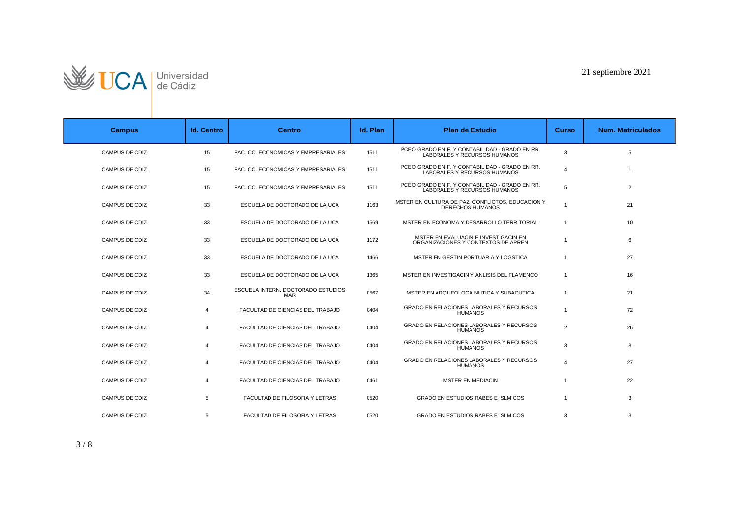21 septiembre 2021

| Campus | Id. Centro | Centro | Id. Plan | Plan de Estudio | Curso | Num. Matriculados |
|---|---|---|---|---|---|---|
| CAMPUS DE CDIZ | 15 | FAC. CC. ECONOMICAS Y EMPRESARIALES | 1511 | PCEO GRADO EN F. Y CONTABILIDAD - GRADO EN RR. LABORALES Y RECURSOS HUMANOS | 3 | 5 |
| CAMPUS DE CDIZ | 15 | FAC. CC. ECONOMICAS Y EMPRESARIALES | 1511 | PCEO GRADO EN F. Y CONTABILIDAD - GRADO EN RR. LABORALES Y RECURSOS HUMANOS | 4 | 1 |
| CAMPUS DE CDIZ | 15 | FAC. CC. ECONOMICAS Y EMPRESARIALES | 1511 | PCEO GRADO EN F. Y CONTABILIDAD - GRADO EN RR. LABORALES Y RECURSOS HUMANOS | 5 | 2 |
| CAMPUS DE CDIZ | 33 | ESCUELA DE DOCTORADO DE LA UCA | 1163 | MSTER EN CULTURA DE PAZ, CONFLICTOS, EDUCACION Y DERECHOS HUMANOS | 1 | 21 |
| CAMPUS DE CDIZ | 33 | ESCUELA DE DOCTORADO DE LA UCA | 1569 | MSTER EN ECONOMA Y DESARROLLO TERRITORIAL | 1 | 10 |
| CAMPUS DE CDIZ | 33 | ESCUELA DE DOCTORADO DE LA UCA | 1172 | MSTER EN EVALUACIN E INVESTIGACIN EN ORGANIZACIONES Y CONTEXTOS DE APREN | 1 | 6 |
| CAMPUS DE CDIZ | 33 | ESCUELA DE DOCTORADO DE LA UCA | 1466 | MSTER EN GESTIN PORTUARIA Y LOGSTICA | 1 | 27 |
| CAMPUS DE CDIZ | 33 | ESCUELA DE DOCTORADO DE LA UCA | 1365 | MSTER EN INVESTIGACIN Y ANLISIS DEL FLAMENCO | 1 | 16 |
| CAMPUS DE CDIZ | 34 | ESCUELA INTERN. DOCTORADO ESTUDIOS MAR | 0567 | MSTER EN ARQUEOLOGA NUTICA Y SUBACUTICA | 1 | 21 |
| CAMPUS DE CDIZ | 4 | FACULTAD DE CIENCIAS DEL TRABAJO | 0404 | GRADO EN RELACIONES LABORALES Y RECURSOS HUMANOS | 1 | 72 |
| CAMPUS DE CDIZ | 4 | FACULTAD DE CIENCIAS DEL TRABAJO | 0404 | GRADO EN RELACIONES LABORALES Y RECURSOS HUMANOS | 2 | 26 |
| CAMPUS DE CDIZ | 4 | FACULTAD DE CIENCIAS DEL TRABAJO | 0404 | GRADO EN RELACIONES LABORALES Y RECURSOS HUMANOS | 3 | 8 |
| CAMPUS DE CDIZ | 4 | FACULTAD DE CIENCIAS DEL TRABAJO | 0404 | GRADO EN RELACIONES LABORALES Y RECURSOS HUMANOS | 4 | 27 |
| CAMPUS DE CDIZ | 4 | FACULTAD DE CIENCIAS DEL TRABAJO | 0461 | MSTER EN MEDIACIN | 1 | 22 |
| CAMPUS DE CDIZ | 5 | FACULTAD DE FILOSOFIA Y LETRAS | 0520 | GRADO EN ESTUDIOS RABES E ISLMICOS | 1 | 3 |
| CAMPUS DE CDIZ | 5 | FACULTAD DE FILOSOFIA Y LETRAS | 0520 | GRADO EN ESTUDIOS RABES E ISLMICOS | 3 | 3 |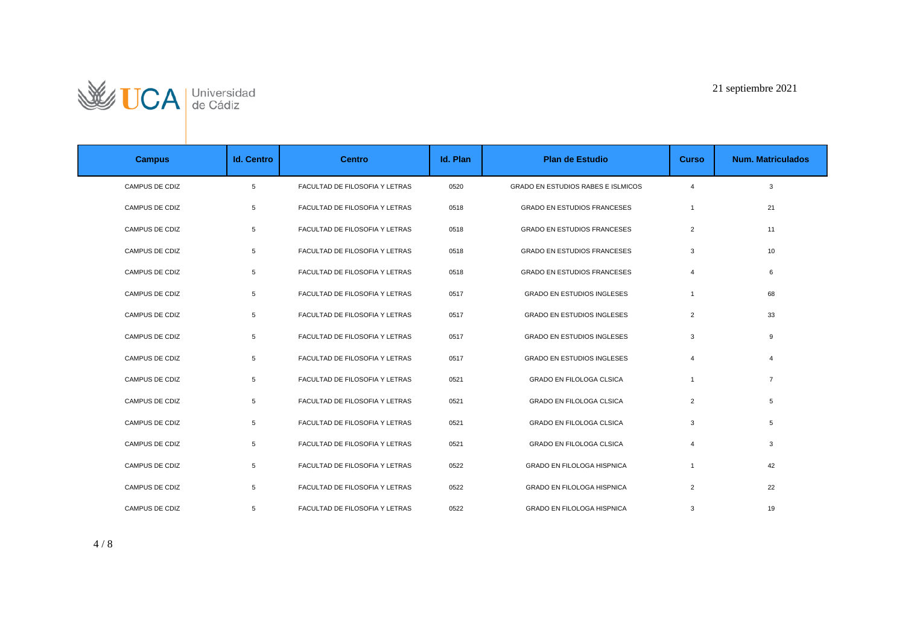| Campus | Id. Centro | Centro | Id. Plan | Plan de Estudio | Curso | Num. Matriculados |
|---|---|---|---|---|---|---|
| CAMPUS DE CDIZ | 5 | FACULTAD DE FILOSOFIA Y LETRAS | 0520 | GRADO EN ESTUDIOS RABES E ISLMICOS | 4 | 3 |
| CAMPUS DE CDIZ | 5 | FACULTAD DE FILOSOFIA Y LETRAS | 0518 | GRADO EN ESTUDIOS FRANCESES | 1 | 21 |
| CAMPUS DE CDIZ | 5 | FACULTAD DE FILOSOFIA Y LETRAS | 0518 | GRADO EN ESTUDIOS FRANCESES | 2 | 11 |
| CAMPUS DE CDIZ | 5 | FACULTAD DE FILOSOFIA Y LETRAS | 0518 | GRADO EN ESTUDIOS FRANCESES | 3 | 10 |
| CAMPUS DE CDIZ | 5 | FACULTAD DE FILOSOFIA Y LETRAS | 0518 | GRADO EN ESTUDIOS FRANCESES | 4 | 6 |
| CAMPUS DE CDIZ | 5 | FACULTAD DE FILOSOFIA Y LETRAS | 0517 | GRADO EN ESTUDIOS INGLESES | 1 | 68 |
| CAMPUS DE CDIZ | 5 | FACULTAD DE FILOSOFIA Y LETRAS | 0517 | GRADO EN ESTUDIOS INGLESES | 2 | 33 |
| CAMPUS DE CDIZ | 5 | FACULTAD DE FILOSOFIA Y LETRAS | 0517 | GRADO EN ESTUDIOS INGLESES | 3 | 9 |
| CAMPUS DE CDIZ | 5 | FACULTAD DE FILOSOFIA Y LETRAS | 0517 | GRADO EN ESTUDIOS INGLESES | 4 | 4 |
| CAMPUS DE CDIZ | 5 | FACULTAD DE FILOSOFIA Y LETRAS | 0521 | GRADO EN FILOLOGA CLSICA | 1 | 7 |
| CAMPUS DE CDIZ | 5 | FACULTAD DE FILOSOFIA Y LETRAS | 0521 | GRADO EN FILOLOGA CLSICA | 2 | 5 |
| CAMPUS DE CDIZ | 5 | FACULTAD DE FILOSOFIA Y LETRAS | 0521 | GRADO EN FILOLOGA CLSICA | 3 | 5 |
| CAMPUS DE CDIZ | 5 | FACULTAD DE FILOSOFIA Y LETRAS | 0521 | GRADO EN FILOLOGA CLSICA | 4 | 3 |
| CAMPUS DE CDIZ | 5 | FACULTAD DE FILOSOFIA Y LETRAS | 0522 | GRADO EN FILOLOGA HISPNICA | 1 | 42 |
| CAMPUS DE CDIZ | 5 | FACULTAD DE FILOSOFIA Y LETRAS | 0522 | GRADO EN FILOLOGA HISPNICA | 2 | 22 |
| CAMPUS DE CDIZ | 5 | FACULTAD DE FILOSOFIA Y LETRAS | 0522 | GRADO EN FILOLOGA HISPNICA | 3 | 19 |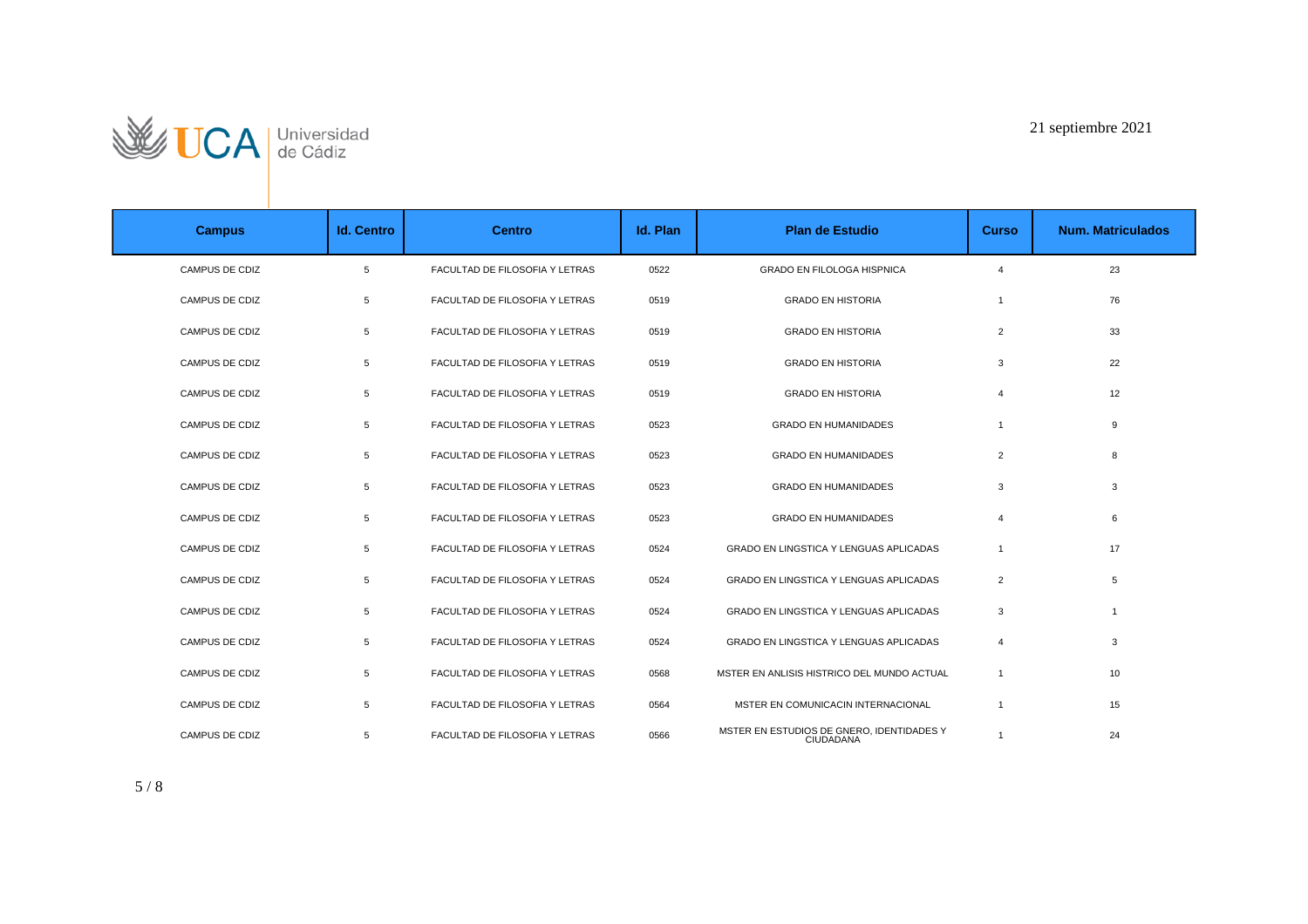Universidad de Cádiz

21 septiembre 2021

| Campus | Id. Centro | Centro | Id. Plan | Plan de Estudio | Curso | Num. Matriculados |
|---|---|---|---|---|---|---|
| CAMPUS DE CDIZ | 5 | FACULTAD DE FILOSOFIA Y LETRAS | 0522 | GRADO EN FILOLOGA HISPNICA | 4 | 23 |
| CAMPUS DE CDIZ | 5 | FACULTAD DE FILOSOFIA Y LETRAS | 0519 | GRADO EN HISTORIA | 1 | 76 |
| CAMPUS DE CDIZ | 5 | FACULTAD DE FILOSOFIA Y LETRAS | 0519 | GRADO EN HISTORIA | 2 | 33 |
| CAMPUS DE CDIZ | 5 | FACULTAD DE FILOSOFIA Y LETRAS | 0519 | GRADO EN HISTORIA | 3 | 22 |
| CAMPUS DE CDIZ | 5 | FACULTAD DE FILOSOFIA Y LETRAS | 0519 | GRADO EN HISTORIA | 4 | 12 |
| CAMPUS DE CDIZ | 5 | FACULTAD DE FILOSOFIA Y LETRAS | 0523 | GRADO EN HUMANIDADES | 1 | 9 |
| CAMPUS DE CDIZ | 5 | FACULTAD DE FILOSOFIA Y LETRAS | 0523 | GRADO EN HUMANIDADES | 2 | 8 |
| CAMPUS DE CDIZ | 5 | FACULTAD DE FILOSOFIA Y LETRAS | 0523 | GRADO EN HUMANIDADES | 3 | 3 |
| CAMPUS DE CDIZ | 5 | FACULTAD DE FILOSOFIA Y LETRAS | 0523 | GRADO EN HUMANIDADES | 4 | 6 |
| CAMPUS DE CDIZ | 5 | FACULTAD DE FILOSOFIA Y LETRAS | 0524 | GRADO EN LINGSTICA Y LENGUAS APLICADAS | 1 | 17 |
| CAMPUS DE CDIZ | 5 | FACULTAD DE FILOSOFIA Y LETRAS | 0524 | GRADO EN LINGSTICA Y LENGUAS APLICADAS | 2 | 5 |
| CAMPUS DE CDIZ | 5 | FACULTAD DE FILOSOFIA Y LETRAS | 0524 | GRADO EN LINGSTICA Y LENGUAS APLICADAS | 3 | 1 |
| CAMPUS DE CDIZ | 5 | FACULTAD DE FILOSOFIA Y LETRAS | 0524 | GRADO EN LINGSTICA Y LENGUAS APLICADAS | 4 | 3 |
| CAMPUS DE CDIZ | 5 | FACULTAD DE FILOSOFIA Y LETRAS | 0568 | MSTER EN ANLISIS HISTRICO DEL MUNDO ACTUAL | 1 | 10 |
| CAMPUS DE CDIZ | 5 | FACULTAD DE FILOSOFIA Y LETRAS | 0564 | MSTER EN COMUNICACIN INTERNACIONAL | 1 | 15 |
| CAMPUS DE CDIZ | 5 | FACULTAD DE FILOSOFIA Y LETRAS | 0566 | MSTER EN ESTUDIOS DE GNERO, IDENTIDADES Y CIUDADANA | 1 | 24 |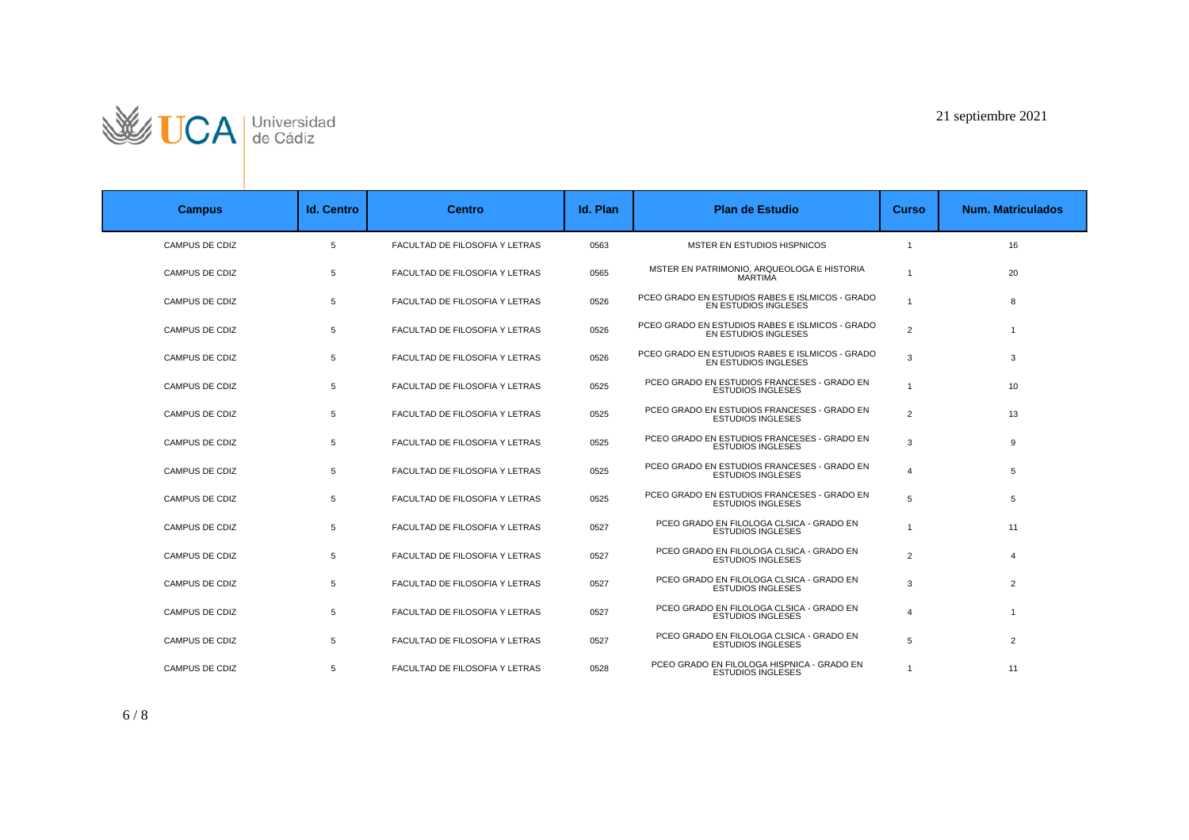| Campus | Id. Centro | Centro | Id. Plan | Plan de Estudio | Curso | Num. Matriculados |
|---|---|---|---|---|---|---|
| CAMPUS DE CDIZ | 5 | FACULTAD DE FILOSOFIA Y LETRAS | 0563 | MSTER EN ESTUDIOS HISPNICOS | 1 | 16 |
| CAMPUS DE CDIZ | 5 | FACULTAD DE FILOSOFIA Y LETRAS | 0565 | MSTER EN PATRIMONIO, ARQUEOLOGA E HISTORIA MARTIMA | 1 | 20 |
| CAMPUS DE CDIZ | 5 | FACULTAD DE FILOSOFIA Y LETRAS | 0526 | PCEO GRADO EN ESTUDIOS RABES E ISLMICOS - GRADO EN ESTUDIOS INGLESES | 1 | 8 |
| CAMPUS DE CDIZ | 5 | FACULTAD DE FILOSOFIA Y LETRAS | 0526 | PCEO GRADO EN ESTUDIOS RABES E ISLMICOS - GRADO EN ESTUDIOS INGLESES | 2 | 1 |
| CAMPUS DE CDIZ | 5 | FACULTAD DE FILOSOFIA Y LETRAS | 0526 | PCEO GRADO EN ESTUDIOS RABES E ISLMICOS - GRADO EN ESTUDIOS INGLESES | 3 | 3 |
| CAMPUS DE CDIZ | 5 | FACULTAD DE FILOSOFIA Y LETRAS | 0525 | PCEO GRADO EN ESTUDIOS FRANCESES - GRADO EN ESTUDIOS INGLESES | 1 | 10 |
| CAMPUS DE CDIZ | 5 | FACULTAD DE FILOSOFIA Y LETRAS | 0525 | PCEO GRADO EN ESTUDIOS FRANCESES - GRADO EN ESTUDIOS INGLESES | 2 | 13 |
| CAMPUS DE CDIZ | 5 | FACULTAD DE FILOSOFIA Y LETRAS | 0525 | PCEO GRADO EN ESTUDIOS FRANCESES - GRADO EN ESTUDIOS INGLESES | 3 | 9 |
| CAMPUS DE CDIZ | 5 | FACULTAD DE FILOSOFIA Y LETRAS | 0525 | PCEO GRADO EN ESTUDIOS FRANCESES - GRADO EN ESTUDIOS INGLESES | 4 | 5 |
| CAMPUS DE CDIZ | 5 | FACULTAD DE FILOSOFIA Y LETRAS | 0525 | PCEO GRADO EN ESTUDIOS FRANCESES - GRADO EN ESTUDIOS INGLESES | 5 | 5 |
| CAMPUS DE CDIZ | 5 | FACULTAD DE FILOSOFIA Y LETRAS | 0527 | PCEO GRADO EN FILOLOGA CLSICA - GRADO EN ESTUDIOS INGLESES | 1 | 11 |
| CAMPUS DE CDIZ | 5 | FACULTAD DE FILOSOFIA Y LETRAS | 0527 | PCEO GRADO EN FILOLOGA CLSICA - GRADO EN ESTUDIOS INGLESES | 2 | 4 |
| CAMPUS DE CDIZ | 5 | FACULTAD DE FILOSOFIA Y LETRAS | 0527 | PCEO GRADO EN FILOLOGA CLSICA - GRADO EN ESTUDIOS INGLESES | 3 | 2 |
| CAMPUS DE CDIZ | 5 | FACULTAD DE FILOSOFIA Y LETRAS | 0527 | PCEO GRADO EN FILOLOGA CLSICA - GRADO EN ESTUDIOS INGLESES | 4 | 1 |
| CAMPUS DE CDIZ | 5 | FACULTAD DE FILOSOFIA Y LETRAS | 0527 | PCEO GRADO EN FILOLOGA CLSICA - GRADO EN ESTUDIOS INGLESES | 5 | 2 |
| CAMPUS DE CDIZ | 5 | FACULTAD DE FILOSOFIA Y LETRAS | 0528 | PCEO GRADO EN FILOLOGA HISPNICA - GRADO EN ESTUDIOS INGLESES | 1 | 11 |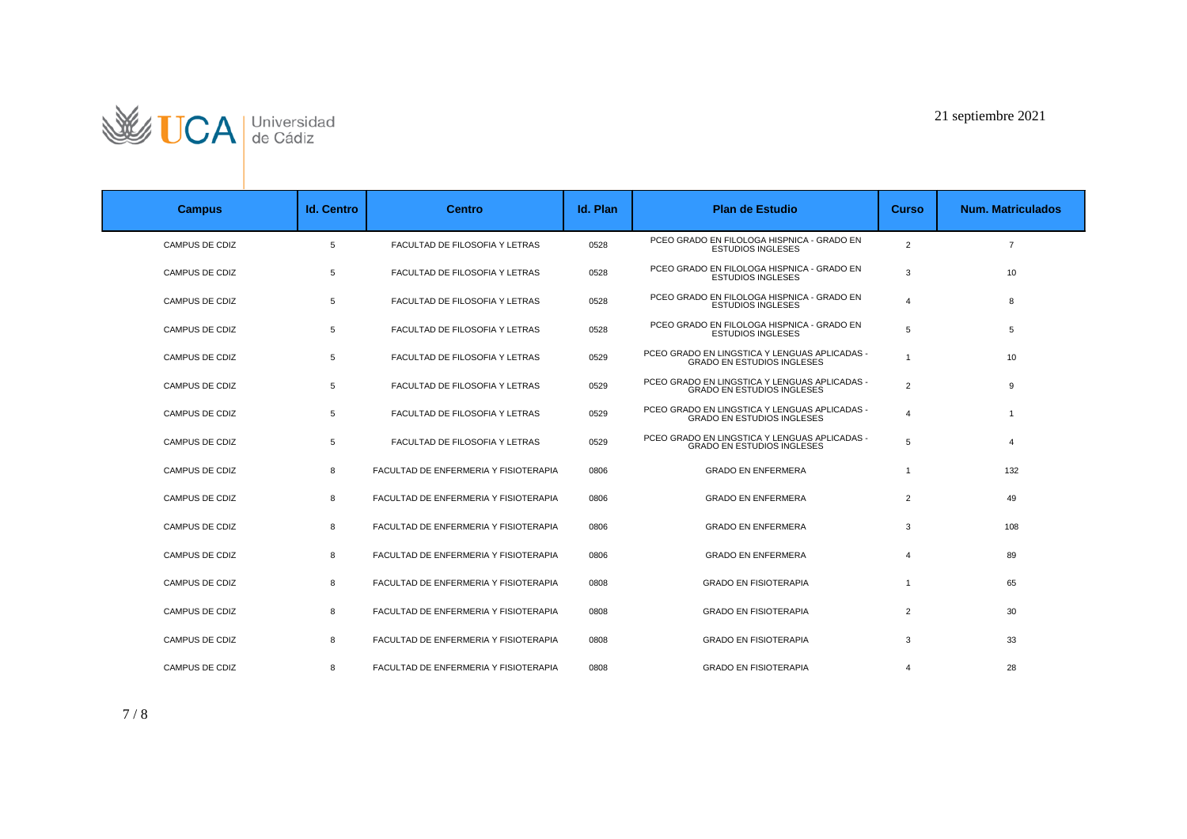21 septiembre 2021

| Campus | Id. Centro | Centro | Id. Plan | Plan de Estudio | Curso | Num. Matriculados |
|---|---|---|---|---|---|---|
| CAMPUS DE CDIZ | 5 | FACULTAD DE FILOSOFIA Y LETRAS | 0528 | PCEO GRADO EN FILOLOGA HISPNICA - GRADO EN ESTUDIOS INGLESES | 2 | 7 |
| CAMPUS DE CDIZ | 5 | FACULTAD DE FILOSOFIA Y LETRAS | 0528 | PCEO GRADO EN FILOLOGA HISPNICA - GRADO EN ESTUDIOS INGLESES | 3 | 10 |
| CAMPUS DE CDIZ | 5 | FACULTAD DE FILOSOFIA Y LETRAS | 0528 | PCEO GRADO EN FILOLOGA HISPNICA - GRADO EN ESTUDIOS INGLESES | 4 | 8 |
| CAMPUS DE CDIZ | 5 | FACULTAD DE FILOSOFIA Y LETRAS | 0528 | PCEO GRADO EN FILOLOGA HISPNICA - GRADO EN ESTUDIOS INGLESES | 5 | 5 |
| CAMPUS DE CDIZ | 5 | FACULTAD DE FILOSOFIA Y LETRAS | 0529 | PCEO GRADO EN LINGSTICA Y LENGUAS APLICADAS - GRADO EN ESTUDIOS INGLESES | 1 | 10 |
| CAMPUS DE CDIZ | 5 | FACULTAD DE FILOSOFIA Y LETRAS | 0529 | PCEO GRADO EN LINGSTICA Y LENGUAS APLICADAS - GRADO EN ESTUDIOS INGLESES | 2 | 9 |
| CAMPUS DE CDIZ | 5 | FACULTAD DE FILOSOFIA Y LETRAS | 0529 | PCEO GRADO EN LINGSTICA Y LENGUAS APLICADAS - GRADO EN ESTUDIOS INGLESES | 4 | 1 |
| CAMPUS DE CDIZ | 5 | FACULTAD DE FILOSOFIA Y LETRAS | 0529 | PCEO GRADO EN LINGSTICA Y LENGUAS APLICADAS - GRADO EN ESTUDIOS INGLESES | 5 | 4 |
| CAMPUS DE CDIZ | 8 | FACULTAD DE ENFERMERIA Y FISIOTERAPIA | 0806 | GRADO EN ENFERMERA | 1 | 132 |
| CAMPUS DE CDIZ | 8 | FACULTAD DE ENFERMERIA Y FISIOTERAPIA | 0806 | GRADO EN ENFERMERA | 2 | 49 |
| CAMPUS DE CDIZ | 8 | FACULTAD DE ENFERMERIA Y FISIOTERAPIA | 0806 | GRADO EN ENFERMERA | 3 | 108 |
| CAMPUS DE CDIZ | 8 | FACULTAD DE ENFERMERIA Y FISIOTERAPIA | 0806 | GRADO EN ENFERMERA | 4 | 89 |
| CAMPUS DE CDIZ | 8 | FACULTAD DE ENFERMERIA Y FISIOTERAPIA | 0808 | GRADO EN FISIOTERAPIA | 1 | 65 |
| CAMPUS DE CDIZ | 8 | FACULTAD DE ENFERMERIA Y FISIOTERAPIA | 0808 | GRADO EN FISIOTERAPIA | 2 | 30 |
| CAMPUS DE CDIZ | 8 | FACULTAD DE ENFERMERIA Y FISIOTERAPIA | 0808 | GRADO EN FISIOTERAPIA | 3 | 33 |
| CAMPUS DE CDIZ | 8 | FACULTAD DE ENFERMERIA Y FISIOTERAPIA | 0808 | GRADO EN FISIOTERAPIA | 4 | 28 |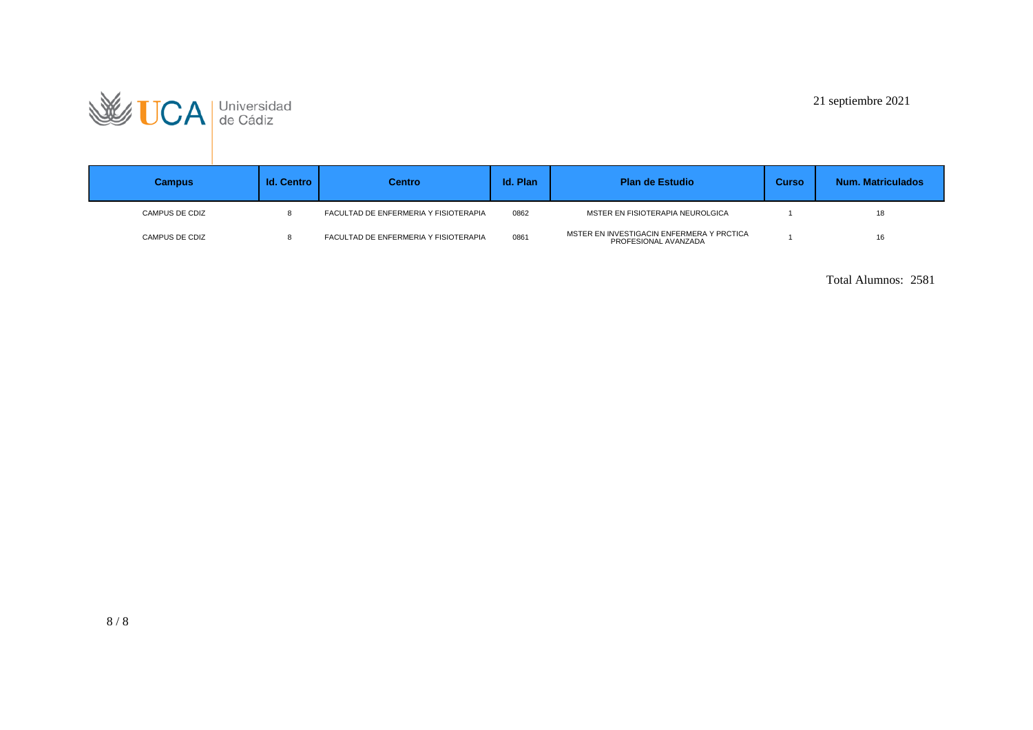Universidad de Cádiz

21 septiembre 2021

| Campus | Id. Centro | Centro | Id. Plan | Plan de Estudio | Curso | Num. Matriculados |
|---|---|---|---|---|---|---|
| CAMPUS DE CDIZ | 8 | FACULTAD DE ENFERMERIA Y FISIOTERAPIA | 0862 | MSTER EN FISIOTERAPIA NEUROLGICA | 1 | 18 |
| CAMPUS DE CDIZ | 8 | FACULTAD DE ENFERMERIA Y FISIOTERAPIA | 0861 | MSTER EN INVESTIGACIN ENFERMERA Y PRCTICA PROFESIONAL AVANZADA | 1 | 16 |

Total Alumnos: 2581